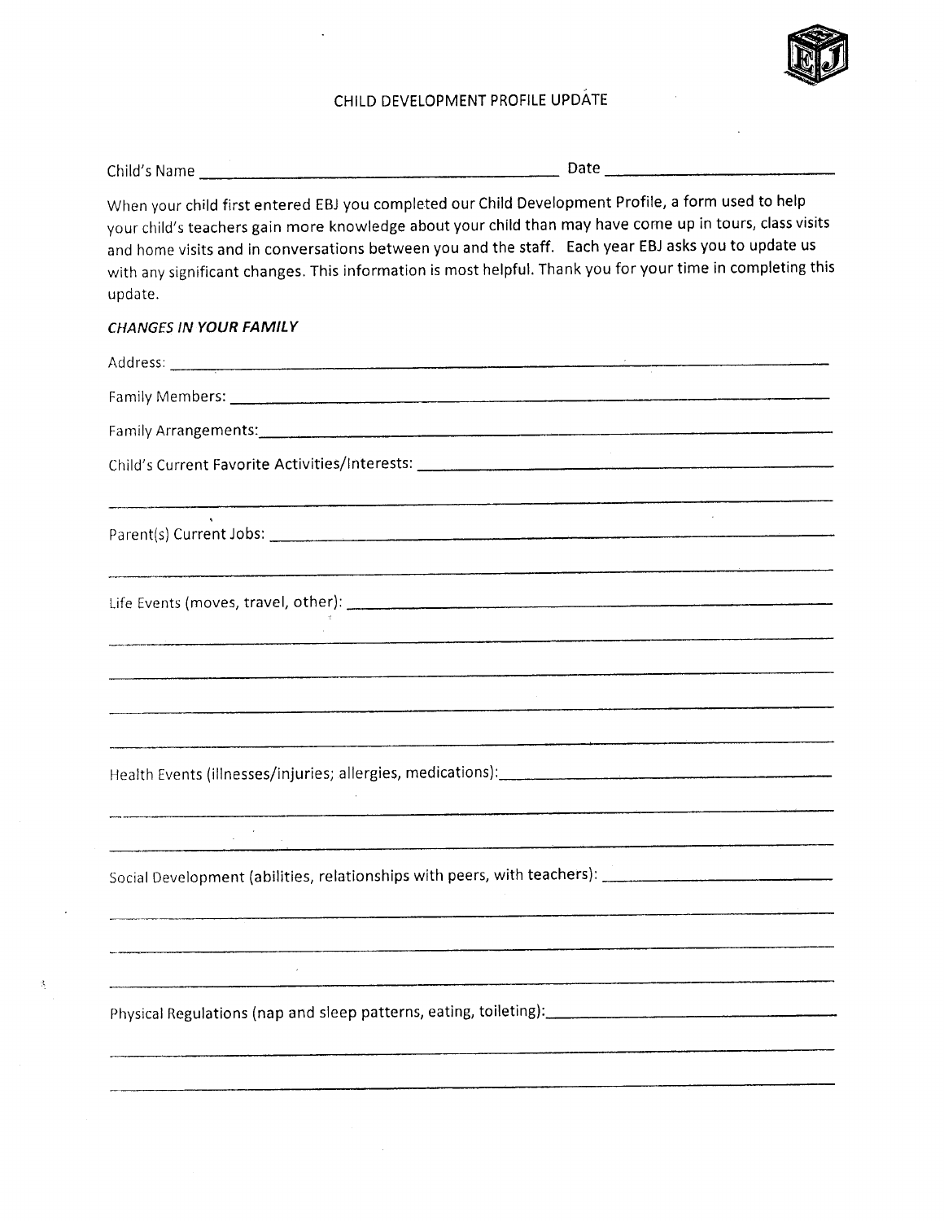# CHILD DEVELOPMENT PROFILE UPDATE

Child's Name ______________________________ Date ____________________

When your child first entered EBJ you completed our Child Development Profile, a form used to help your child's teachers gain more knowledge about your child than may have come up in tours, class visits and home visits and in conversations between you and the staff. Each year EBJ asks you to update us with any significant changes. This information is most helpful. Thank you for your time in completing this update.

***CHANGES IN YOUR FAMILY***

Address: ____________________________________________

Family Members: ____________________________________________

Family Arrangements: ____________________________________________

Child's Current Favorite Activities/Interests: ____________________________________________

____________________________________________

Parent(s) Current Jobs: ____________________________________________

____________________________________________

Life Events (moves, travel, other): ____________________________________________

____________________________________________

____________________________________________

____________________________________________

____________________________________________

Health Events (illnesses/injuries; allergies, medications): ____________________________________________

____________________________________________

____________________________________________

Social Development (abilities, relationships with peers, with teachers): ____________________________________________

____________________________________________

____________________________________________

____________________________________________

Physical Regulations (nap and sleep patterns, eating, toileting): ____________________________________________

____________________________________________

____________________________________________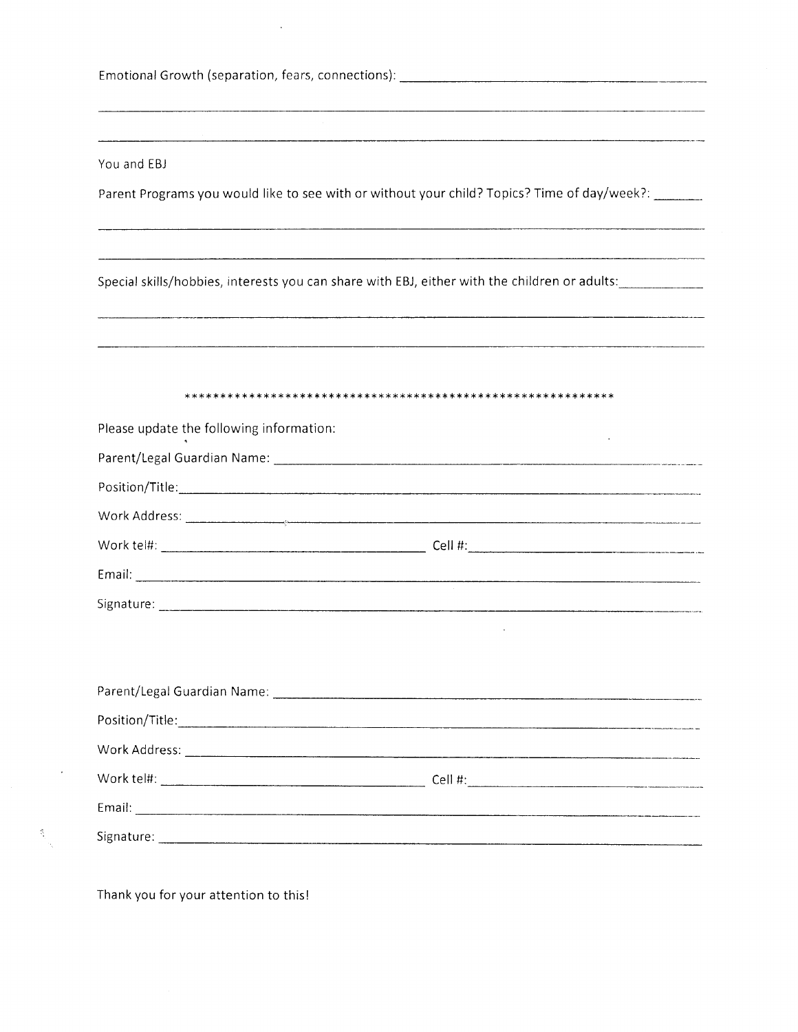Emotional Growth (separation, fears, connections): ______________________________________________

______________________________________________________________________________

______________________________________________________________________________

You and EBJ

Parent Programs you would like to see with or without your child? Topics? Time of day/week?: _______

______________________________________________________________________________

______________________________________________________________________________

Special skills/hobbies, interests you can share with EBJ, either with the children or adults:____________

______________________________________________________________________________

______________________________________________________________________________

************************************************************

Please update the following information:

Parent/Legal Guardian Name: ______________________________________________

Position/Title:______________________________________________________________

Work Address: ______________________________________________________________

Work tel#: ______________________________ Cell #:______________________________

Email: _____________________________________________________________________

Signature: __________________________________________________________________

Parent/Legal Guardian Name: ______________________________________________

Position/Title:______________________________________________________________

Work Address: ______________________________________________________________

Work tel#: ______________________________ Cell #:______________________________

Email: _____________________________________________________________________

Signature: __________________________________________________________________

Thank you for your attention to this!